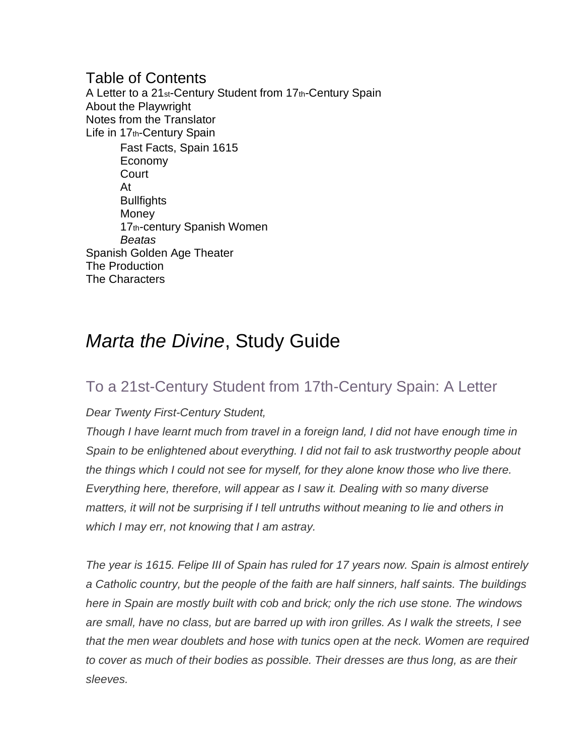## Table of Contents

A Letter to a 21st-Century Student from 17th-Century Spain
About the Playwright
Notes from the Translator
Life in 17th-Century Spain

- Fast Facts, Spain 1615
- Economy
- Court
- At
- Bullfights
- Money
- 17th-century Spanish Women
- *Beatas*

Spanish Golden Age Theater
The Production
The Characters

# *Marta the Divine*, Study Guide

## To a 21st-Century Student from 17th-Century Spain: A Letter

*Dear Twenty First-Century Student,*

*Though I have learnt much from travel in a foreign land, I did not have enough time in Spain to be enlightened about everything. I did not fail to ask trustworthy people about the things which I could not see for myself, for they alone know those who live there. Everything here, therefore, will appear as I saw it. Dealing with so many diverse matters, it will not be surprising if I tell untruths without meaning to lie and others in which I may err, not knowing that I am astray.*

*The year is 1615. Felipe III of Spain has ruled for 17 years now. Spain is almost entirely a Catholic country, but the people of the faith are half sinners, half saints. The buildings here in Spain are mostly built with cob and brick; only the rich use stone. The windows are small, have no class, but are barred up with iron grilles. As I walk the streets, I see that the men wear doublets and hose with tunics open at the neck. Women are required to cover as much of their bodies as possible. Their dresses are thus long, as are their sleeves.*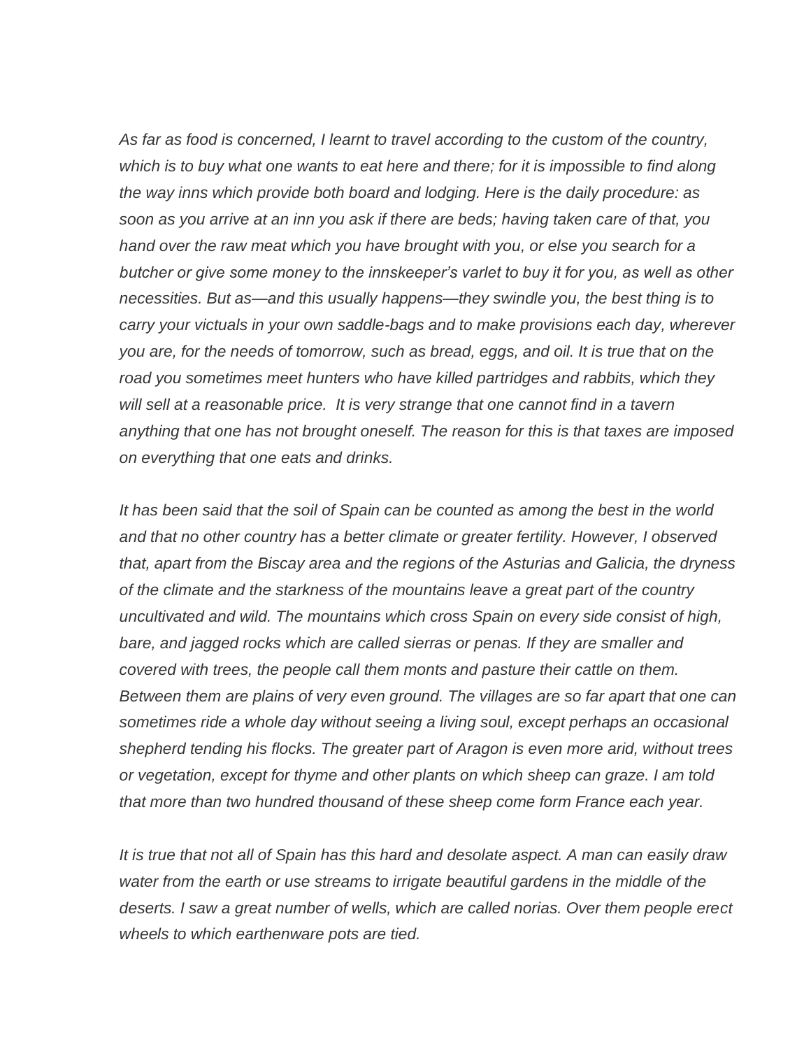*As far as food is concerned, I learnt to travel according to the custom of the country, which is to buy what one wants to eat here and there; for it is impossible to find along the way inns which provide both board and lodging. Here is the daily procedure: as soon as you arrive at an inn you ask if there are beds; having taken care of that, you hand over the raw meat which you have brought with you, or else you search for a butcher or give some money to the innskeeper's varlet to buy it for you, as well as other necessities. But as—and this usually happens—they swindle you, the best thing is to carry your victuals in your own saddle-bags and to make provisions each day, wherever you are, for the needs of tomorrow, such as bread, eggs, and oil. It is true that on the road you sometimes meet hunters who have killed partridges and rabbits, which they will sell at a reasonable price.  It is very strange that one cannot find in a tavern anything that one has not brought oneself. The reason for this is that taxes are imposed on everything that one eats and drinks.*

*It has been said that the soil of Spain can be counted as among the best in the world and that no other country has a better climate or greater fertility. However, I observed that, apart from the Biscay area and the regions of the Asturias and Galicia, the dryness of the climate and the starkness of the mountains leave a great part of the country uncultivated and wild. The mountains which cross Spain on every side consist of high, bare, and jagged rocks which are called sierras or penas. If they are smaller and covered with trees, the people call them monts and pasture their cattle on them. Between them are plains of very even ground. The villages are so far apart that one can sometimes ride a whole day without seeing a living soul, except perhaps an occasional shepherd tending his flocks. The greater part of Aragon is even more arid, without trees or vegetation, except for thyme and other plants on which sheep can graze. I am told that more than two hundred thousand of these sheep come form France each year.*

*It is true that not all of Spain has this hard and desolate aspect. A man can easily draw water from the earth or use streams to irrigate beautiful gardens in the middle of the deserts. I saw a great number of wells, which are called norias. Over them people erect wheels to which earthenware pots are tied.*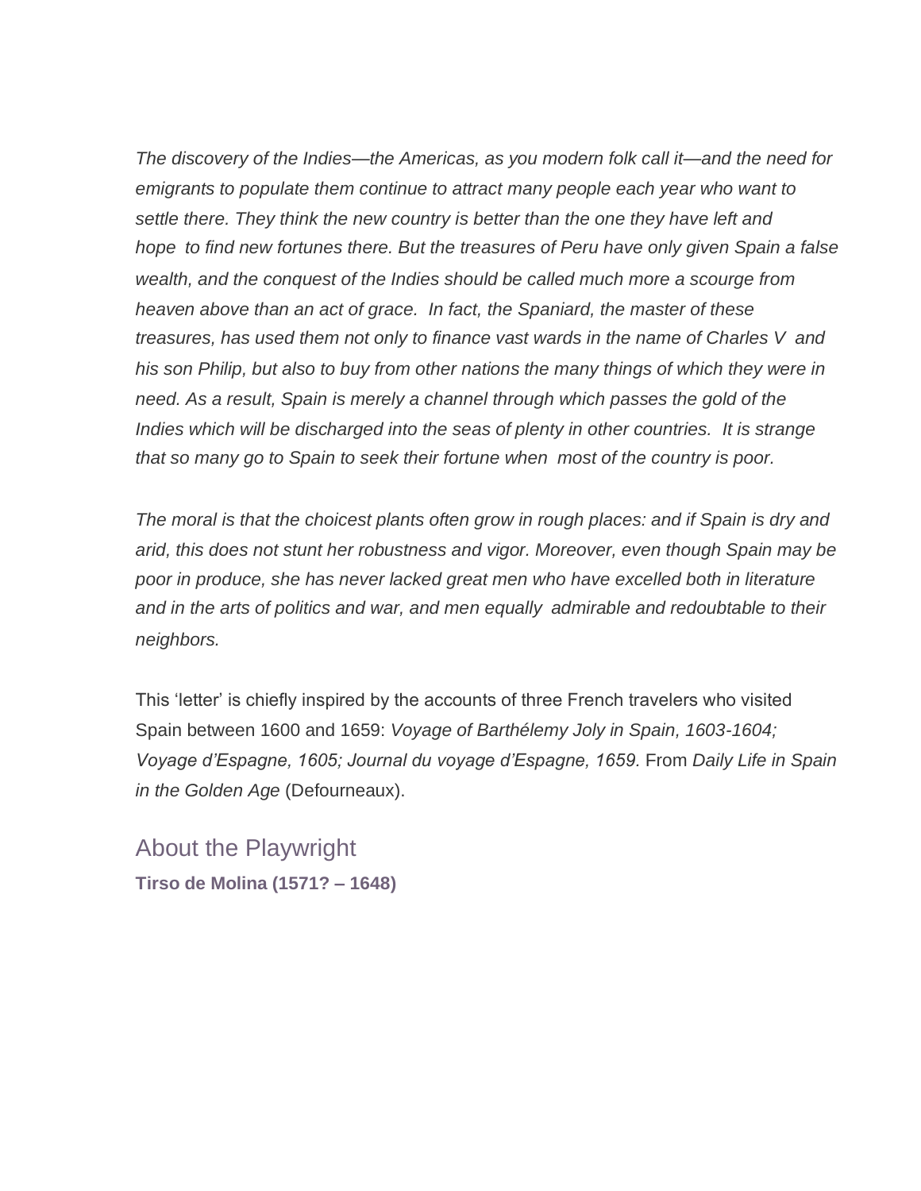*The discovery of the Indies—the Americas, as you modern folk call it—and the need for emigrants to populate them continue to attract many people each year who want to settle there. They think the new country is better than the one they have left and hope to find new fortunes there. But the treasures of Peru have only given Spain a false wealth, and the conquest of the Indies should be called much more a scourge from heaven above than an act of grace. In fact, the Spaniard, the master of these treasures, has used them not only to finance vast wards in the name of Charles V and his son Philip, but also to buy from other nations the many things of which they were in need. As a result, Spain is merely a channel through which passes the gold of the Indies which will be discharged into the seas of plenty in other countries. It is strange that so many go to Spain to seek their fortune when most of the country is poor.*

*The moral is that the choicest plants often grow in rough places: and if Spain is dry and arid, this does not stunt her robustness and vigor. Moreover, even though Spain may be poor in produce, she has never lacked great men who have excelled both in literature and in the arts of politics and war, and men equally admirable and redoubtable to their neighbors.*

This 'letter' is chiefly inspired by the accounts of three French travelers who visited Spain between 1600 and 1659: *Voyage of Barthélemy Joly in Spain, 1603-1604; Voyage d'Espagne, 1605; Journal du voyage d'Espagne, 1659.* From *Daily Life in Spain in the Golden Age* (Defourneaux).

## About the Playwright

**Tirso de Molina (1571? – 1648)**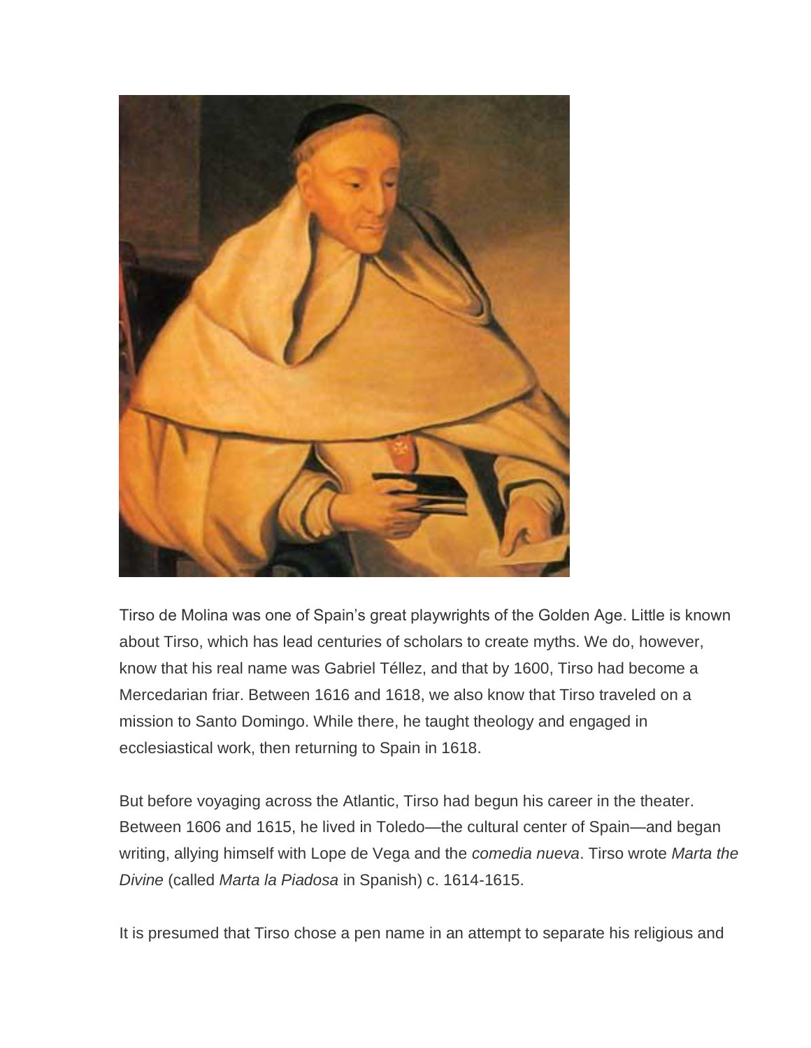Tirso de Molina was one of Spain's great playwrights of the Golden Age. Little is known about Tirso, which has lead centuries of scholars to create myths. We do, however, know that his real name was Gabriel Téllez, and that by 1600, Tirso had become a Mercedarian friar. Between 1616 and 1618, we also know that Tirso traveled on a mission to Santo Domingo. While there, he taught theology and engaged in ecclesiastical work, then returning to Spain in 1618.

But before voyaging across the Atlantic, Tirso had begun his career in the theater. Between 1606 and 1615, he lived in Toledo—the cultural center of Spain—and began writing, allying himself with Lope de Vega and the *comedia nueva*. Tirso wrote *Marta the Divine* (called *Marta la Piadosa* in Spanish) c. 1614-1615.

It is presumed that Tirso chose a pen name in an attempt to separate his religious and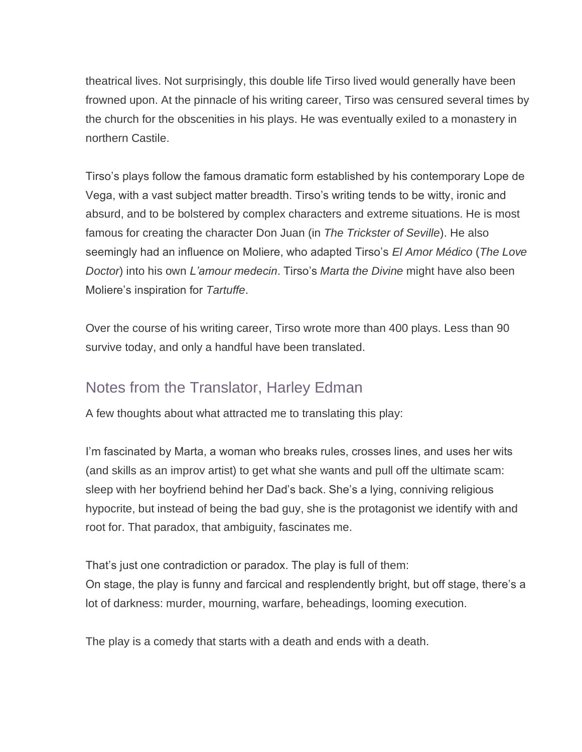theatrical lives. Not surprisingly, this double life Tirso lived would generally have been frowned upon. At the pinnacle of his writing career, Tirso was censured several times by the church for the obscenities in his plays. He was eventually exiled to a monastery in northern Castile.

Tirso's plays follow the famous dramatic form established by his contemporary Lope de Vega, with a vast subject matter breadth. Tirso's writing tends to be witty, ironic and absurd, and to be bolstered by complex characters and extreme situations. He is most famous for creating the character Don Juan (in *The Trickster of Seville*). He also seemingly had an influence on Moliere, who adapted Tirso's *El Amor Médico* (*The Love Doctor*) into his own *L'amour medecin*. Tirso's *Marta the Divine* might have also been Moliere's inspiration for *Tartuffe*.

Over the course of his writing career, Tirso wrote more than 400 plays. Less than 90 survive today, and only a handful have been translated.

## Notes from the Translator, Harley Edman

A few thoughts about what attracted me to translating this play:

I'm fascinated by Marta, a woman who breaks rules, crosses lines, and uses her wits (and skills as an improv artist) to get what she wants and pull off the ultimate scam: sleep with her boyfriend behind her Dad's back. She's a lying, conniving religious hypocrite, but instead of being the bad guy, she is the protagonist we identify with and root for. That paradox, that ambiguity, fascinates me.

That's just one contradiction or paradox. The play is full of them:
On stage, the play is funny and farcical and resplendently bright, but off stage, there's a lot of darkness: murder, mourning, warfare, beheadings, looming execution.

The play is a comedy that starts with a death and ends with a death.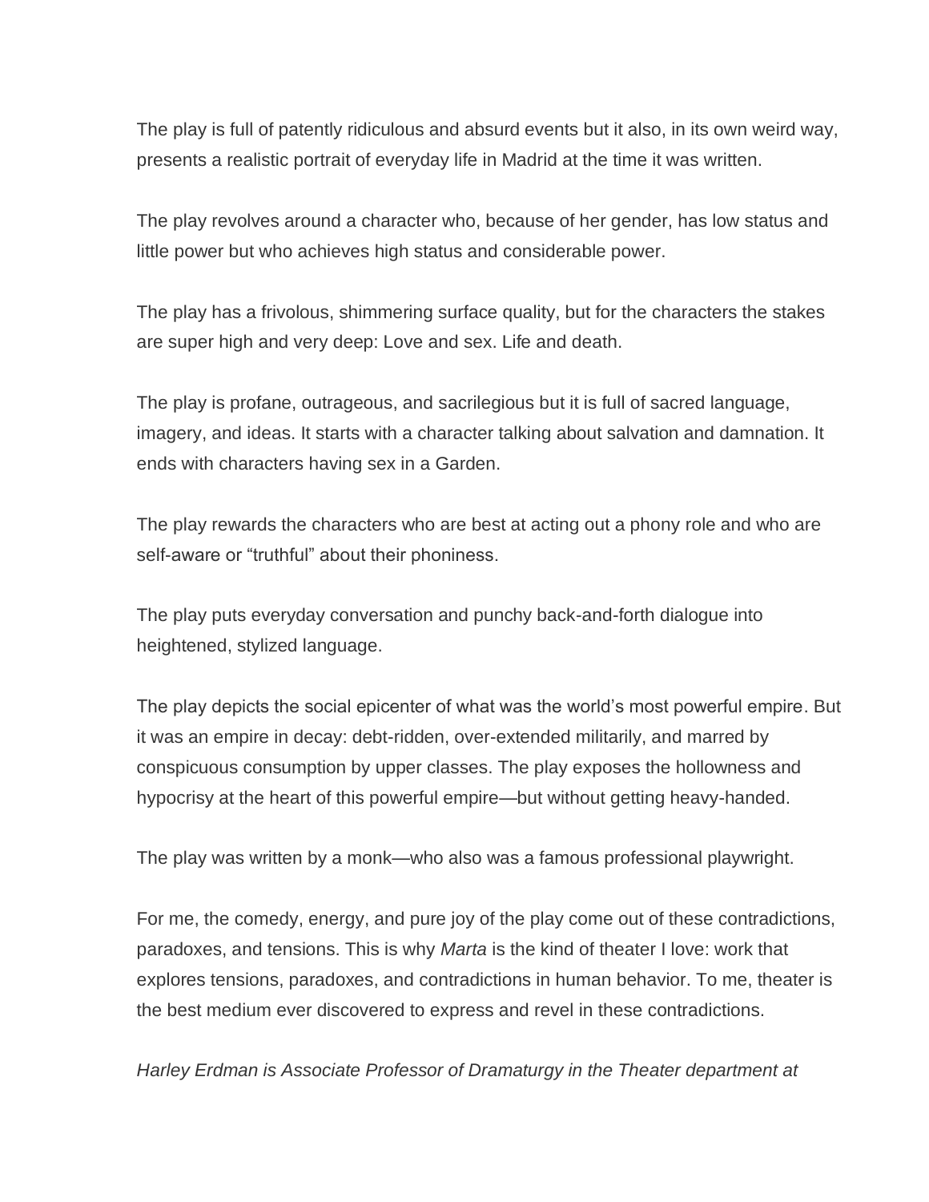The play is full of patently ridiculous and absurd events but it also, in its own weird way, presents a realistic portrait of everyday life in Madrid at the time it was written.

The play revolves around a character who, because of her gender, has low status and little power but who achieves high status and considerable power.

The play has a frivolous, shimmering surface quality, but for the characters the stakes are super high and very deep: Love and sex. Life and death.

The play is profane, outrageous, and sacrilegious but it is full of sacred language, imagery, and ideas. It starts with a character talking about salvation and damnation. It ends with characters having sex in a Garden.

The play rewards the characters who are best at acting out a phony role and who are self-aware or "truthful" about their phoniness.

The play puts everyday conversation and punchy back-and-forth dialogue into heightened, stylized language.

The play depicts the social epicenter of what was the world's most powerful empire. But it was an empire in decay: debt-ridden, over-extended militarily, and marred by conspicuous consumption by upper classes. The play exposes the hollowness and hypocrisy at the heart of this powerful empire—but without getting heavy-handed.

The play was written by a monk—who also was a famous professional playwright.

For me, the comedy, energy, and pure joy of the play come out of these contradictions, paradoxes, and tensions. This is why *Marta* is the kind of theater I love: work that explores tensions, paradoxes, and contradictions in human behavior. To me, theater is the best medium ever discovered to express and revel in these contradictions.

*Harley Erdman is Associate Professor of Dramaturgy in the Theater department at*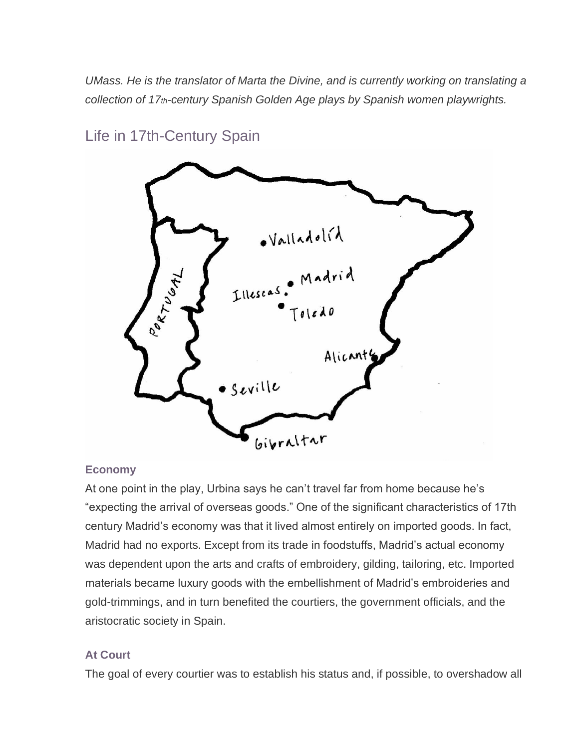*UMass. He is the translator of Marta the Divine, and is currently working on translating a collection of 17th-century Spanish Golden Age plays by Spanish women playwrights.*

## Life in 17th-Century Spain

### Economy

At one point in the play, Urbina says he can't travel far from home because he's "expecting the arrival of overseas goods." One of the significant characteristics of 17th century Madrid's economy was that it lived almost entirely on imported goods. In fact, Madrid had no exports. Except from its trade in foodstuffs, Madrid's actual economy was dependent upon the arts and crafts of embroidery, gilding, tailoring, etc. Imported materials became luxury goods with the embellishment of Madrid's embroideries and gold-trimmings, and in turn benefited the courtiers, the government officials, and the aristocratic society in Spain.

### At Court

The goal of every courtier was to establish his status and, if possible, to overshadow all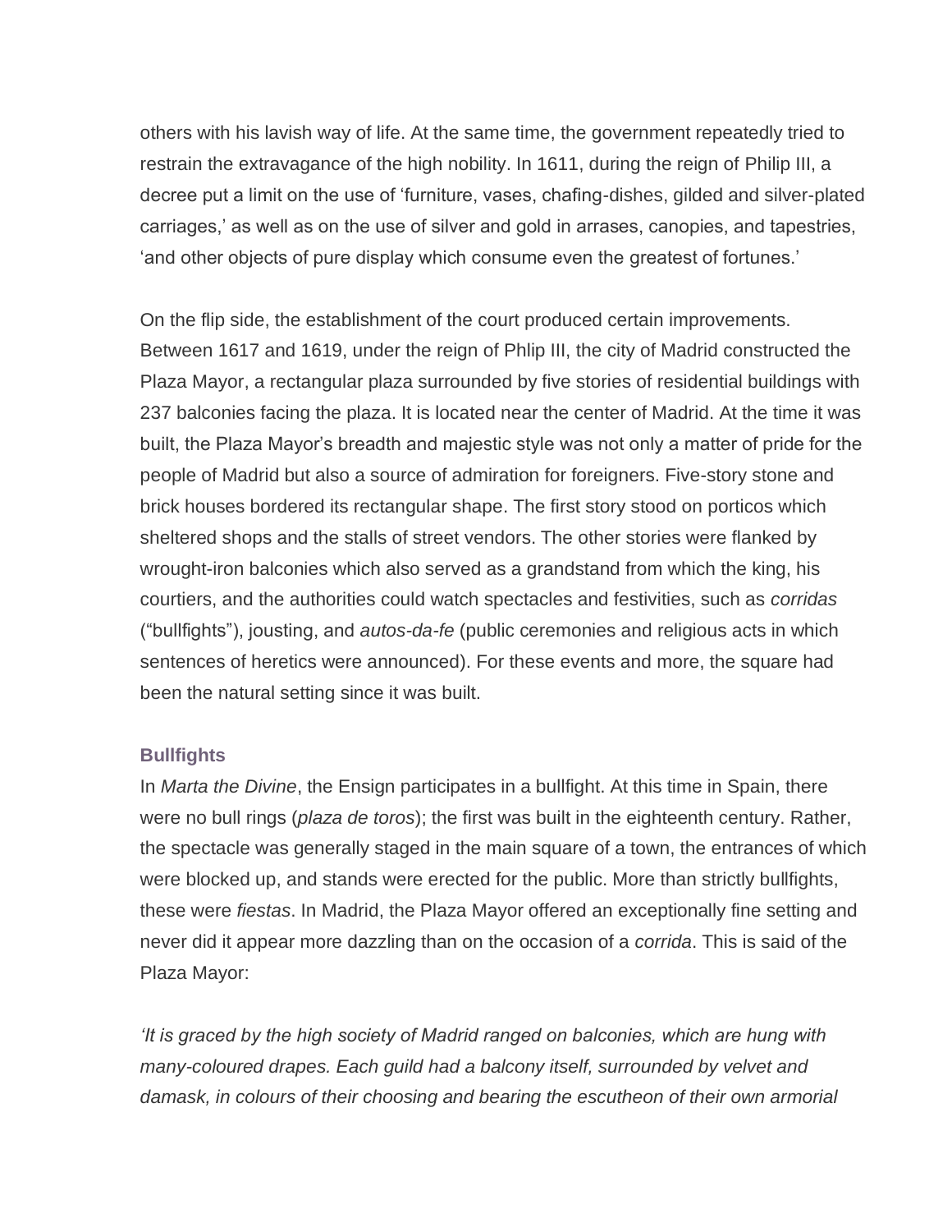others with his lavish way of life. At the same time, the government repeatedly tried to restrain the extravagance of the high nobility. In 1611, during the reign of Philip III, a decree put a limit on the use of 'furniture, vases, chafing-dishes, gilded and silver-plated carriages,' as well as on the use of silver and gold in arrases, canopies, and tapestries, 'and other objects of pure display which consume even the greatest of fortunes.'

On the flip side, the establishment of the court produced certain improvements. Between 1617 and 1619, under the reign of Phlip III, the city of Madrid constructed the Plaza Mayor, a rectangular plaza surrounded by five stories of residential buildings with 237 balconies facing the plaza. It is located near the center of Madrid. At the time it was built, the Plaza Mayor's breadth and majestic style was not only a matter of pride for the people of Madrid but also a source of admiration for foreigners. Five-story stone and brick houses bordered its rectangular shape. The first story stood on porticos which sheltered shops and the stalls of street vendors. The other stories were flanked by wrought-iron balconies which also served as a grandstand from which the king, his courtiers, and the authorities could watch spectacles and festivities, such as *corridas* ("bullfights"), jousting, and *autos-da-fe* (public ceremonies and religious acts in which sentences of heretics were announced). For these events and more, the square had been the natural setting since it was built.

### Bullfights

In *Marta the Divine*, the Ensign participates in a bullfight. At this time in Spain, there were no bull rings (*plaza de toros*); the first was built in the eighteenth century. Rather, the spectacle was generally staged in the main square of a town, the entrances of which were blocked up, and stands were erected for the public. More than strictly bullfights, these were *fiestas*. In Madrid, the Plaza Mayor offered an exceptionally fine setting and never did it appear more dazzling than on the occasion of a *corrida*. This is said of the Plaza Mayor:

*'It is graced by the high society of Madrid ranged on balconies, which are hung with many-coloured drapes. Each guild had a balcony itself, surrounded by velvet and damask, in colours of their choosing and bearing the escutheon of their own armorial*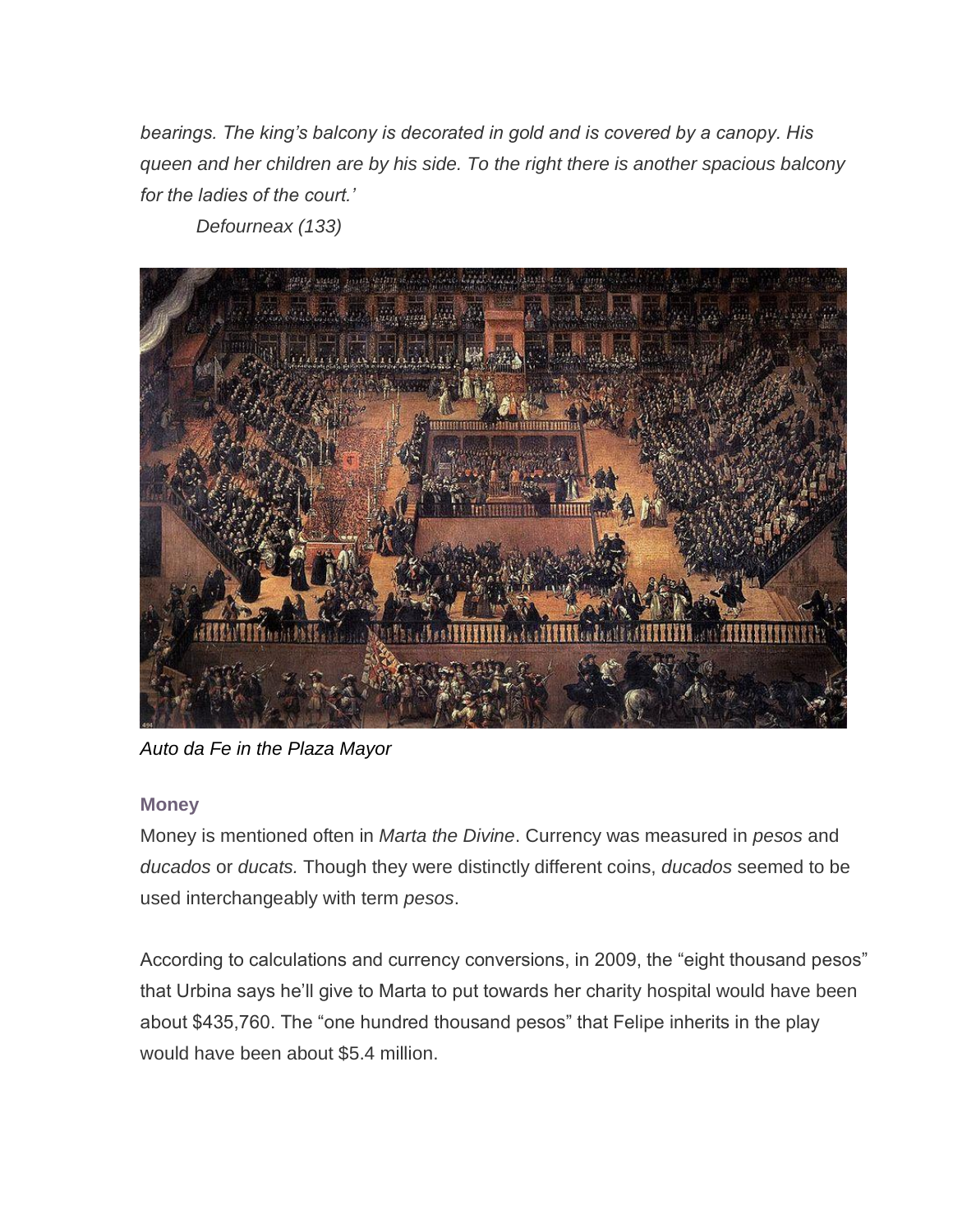*bearings. The king's balcony is decorated in gold and is covered by a canopy. His queen and her children are by his side. To the right there is another spacious balcony for the ladies of the court.'*

*Defourneax (133)*

*Auto da Fe in the Plaza Mayor*

### Money

Money is mentioned often in *Marta the Divine*. Currency was measured in *pesos* and *ducados* or *ducats.* Though they were distinctly different coins, *ducados* seemed to be used interchangeably with term *pesos*.

According to calculations and currency conversions, in 2009, the "eight thousand pesos" that Urbina says he'll give to Marta to put towards her charity hospital would have been about $435,760. The "one hundred thousand pesos" that Felipe inherits in the play would have been about $5.4 million.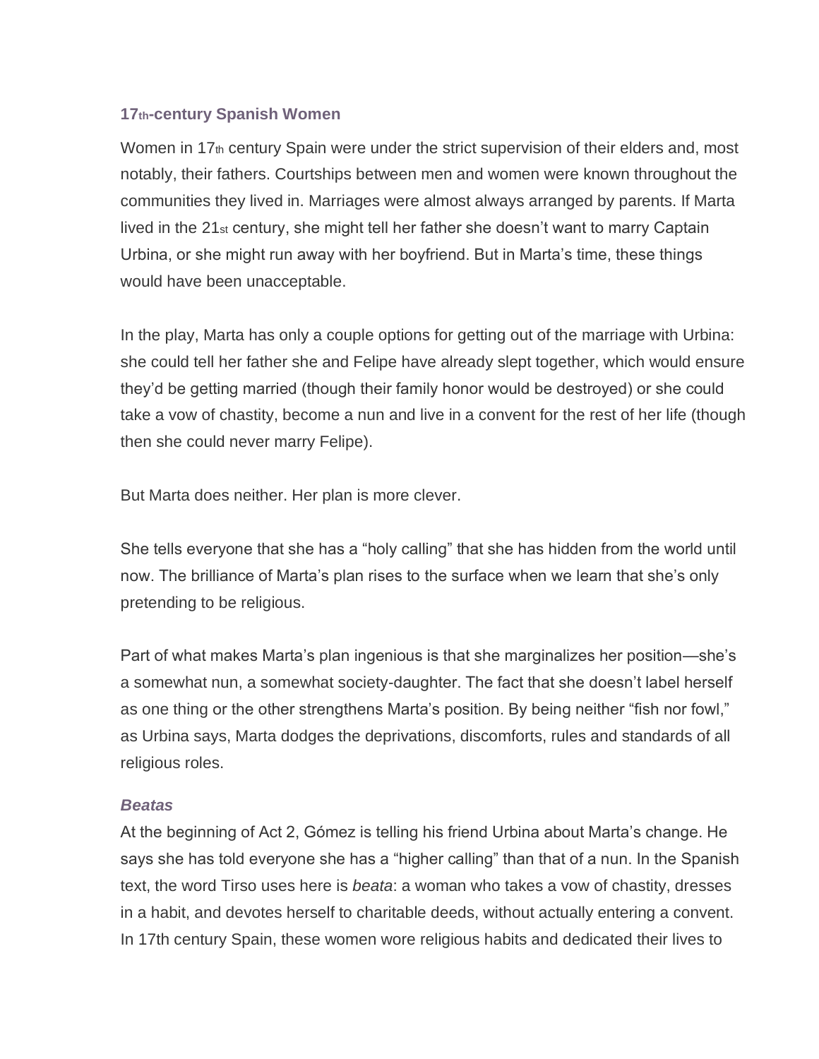### 17th-century Spanish Women

Women in 17th century Spain were under the strict supervision of their elders and, most notably, their fathers. Courtships between men and women were known throughout the communities they lived in. Marriages were almost always arranged by parents. If Marta lived in the 21st century, she might tell her father she doesn't want to marry Captain Urbina, or she might run away with her boyfriend. But in Marta's time, these things would have been unacceptable.

In the play, Marta has only a couple options for getting out of the marriage with Urbina: she could tell her father she and Felipe have already slept together, which would ensure they'd be getting married (though their family honor would be destroyed) or she could take a vow of chastity, become a nun and live in a convent for the rest of her life (though then she could never marry Felipe).

But Marta does neither. Her plan is more clever.

She tells everyone that she has a "holy calling" that she has hidden from the world until now. The brilliance of Marta's plan rises to the surface when we learn that she's only pretending to be religious.

Part of what makes Marta's plan ingenious is that she marginalizes her position—she's a somewhat nun, a somewhat society-daughter. The fact that she doesn't label herself as one thing or the other strengthens Marta's position. By being neither "fish nor fowl," as Urbina says, Marta dodges the deprivations, discomforts, rules and standards of all religious roles.

#### *Beatas*

At the beginning of Act 2, Gómez is telling his friend Urbina about Marta's change. He says she has told everyone she has a "higher calling" than that of a nun. In the Spanish text, the word Tirso uses here is *beata*: a woman who takes a vow of chastity, dresses in a habit, and devotes herself to charitable deeds, without actually entering a convent. In 17th century Spain, these women wore religious habits and dedicated their lives to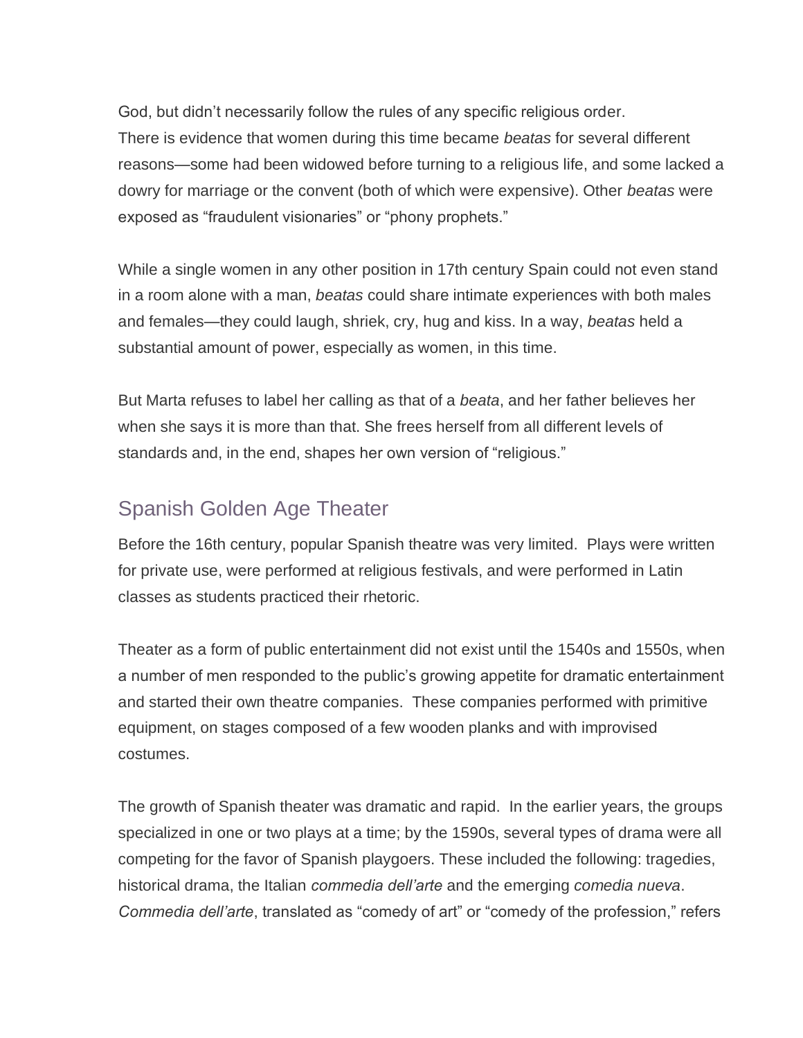God, but didn't necessarily follow the rules of any specific religious order. There is evidence that women during this time became *beatas* for several different reasons—some had been widowed before turning to a religious life, and some lacked a dowry for marriage or the convent (both of which were expensive). Other *beatas* were exposed as "fraudulent visionaries" or "phony prophets."

While a single women in any other position in 17th century Spain could not even stand in a room alone with a man, *beatas* could share intimate experiences with both males and females—they could laugh, shriek, cry, hug and kiss. In a way, *beatas* held a substantial amount of power, especially as women, in this time.

But Marta refuses to label her calling as that of a *beata*, and her father believes her when she says it is more than that. She frees herself from all different levels of standards and, in the end, shapes her own version of "religious."

## Spanish Golden Age Theater

Before the 16th century, popular Spanish theatre was very limited. Plays were written for private use, were performed at religious festivals, and were performed in Latin classes as students practiced their rhetoric.

Theater as a form of public entertainment did not exist until the 1540s and 1550s, when a number of men responded to the public's growing appetite for dramatic entertainment and started their own theatre companies. These companies performed with primitive equipment, on stages composed of a few wooden planks and with improvised costumes.

The growth of Spanish theater was dramatic and rapid. In the earlier years, the groups specialized in one or two plays at a time; by the 1590s, several types of drama were all competing for the favor of Spanish playgoers. These included the following: tragedies, historical drama, the Italian *commedia dell'arte* and the emerging *comedia nueva*. *Commedia dell'arte*, translated as "comedy of art" or "comedy of the profession," refers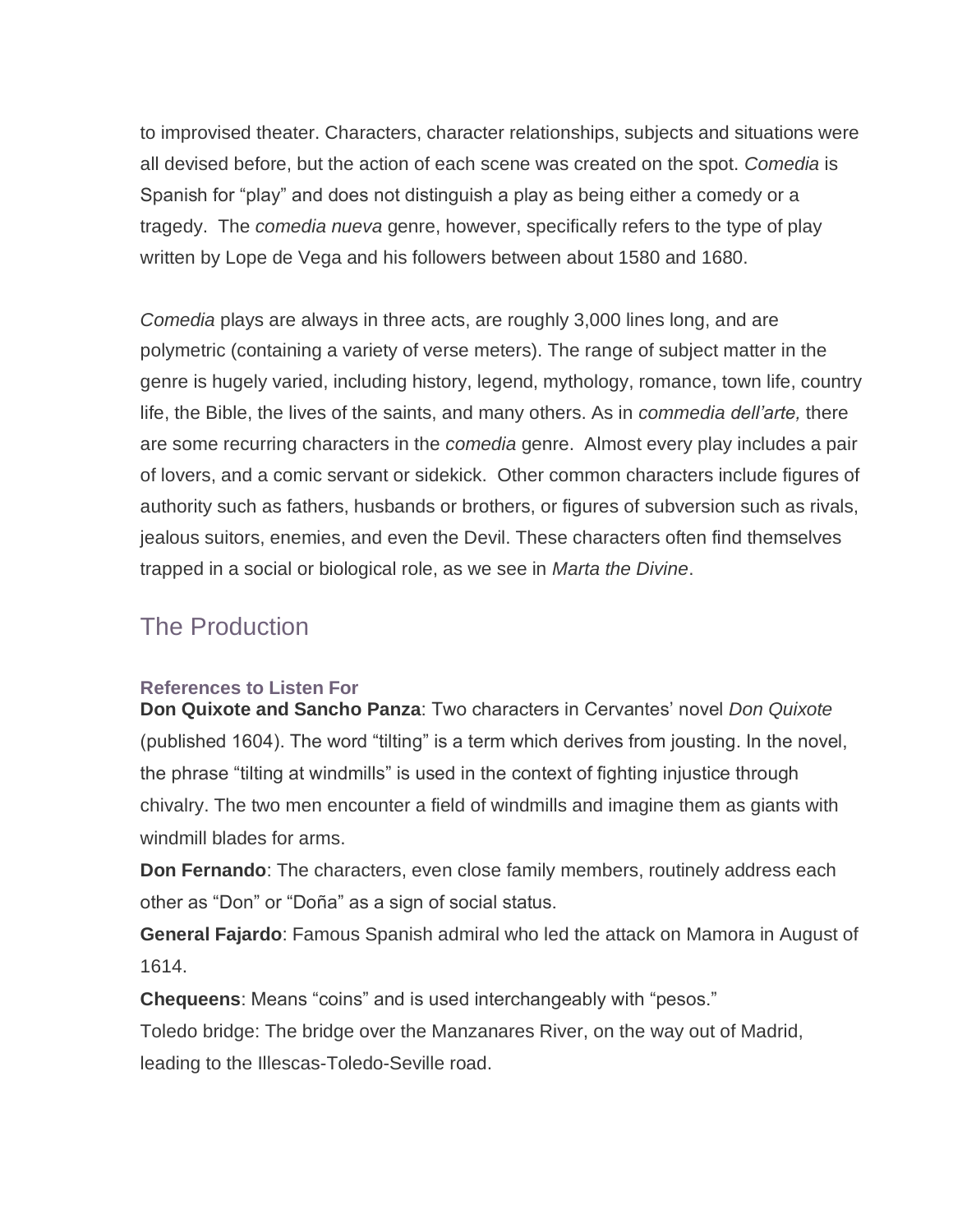to improvised theater. Characters, character relationships, subjects and situations were all devised before, but the action of each scene was created on the spot. *Comedia* is Spanish for "play" and does not distinguish a play as being either a comedy or a tragedy. The *comedia nueva* genre, however, specifically refers to the type of play written by Lope de Vega and his followers between about 1580 and 1680.

*Comedia* plays are always in three acts, are roughly 3,000 lines long, and are polymetric (containing a variety of verse meters). The range of subject matter in the genre is hugely varied, including history, legend, mythology, romance, town life, country life, the Bible, the lives of the saints, and many others. As in *commedia dell'arte,* there are some recurring characters in the *comedia* genre. Almost every play includes a pair of lovers, and a comic servant or sidekick. Other common characters include figures of authority such as fathers, husbands or brothers, or figures of subversion such as rivals, jealous suitors, enemies, and even the Devil. These characters often find themselves trapped in a social or biological role, as we see in *Marta the Divine*.

## The Production

### References to Listen For

**Don Quixote and Sancho Panza**: Two characters in Cervantes' novel *Don Quixote* (published 1604). The word "tilting" is a term which derives from jousting. In the novel, the phrase "tilting at windmills" is used in the context of fighting injustice through chivalry. The two men encounter a field of windmills and imagine them as giants with windmill blades for arms.

**Don Fernando**: The characters, even close family members, routinely address each other as "Don" or "Doña" as a sign of social status.

**General Fajardo**: Famous Spanish admiral who led the attack on Mamora in August of 1614.

**Chequeens**: Means "coins" and is used interchangeably with "pesos."

Toledo bridge: The bridge over the Manzanares River, on the way out of Madrid, leading to the Illescas-Toledo-Seville road.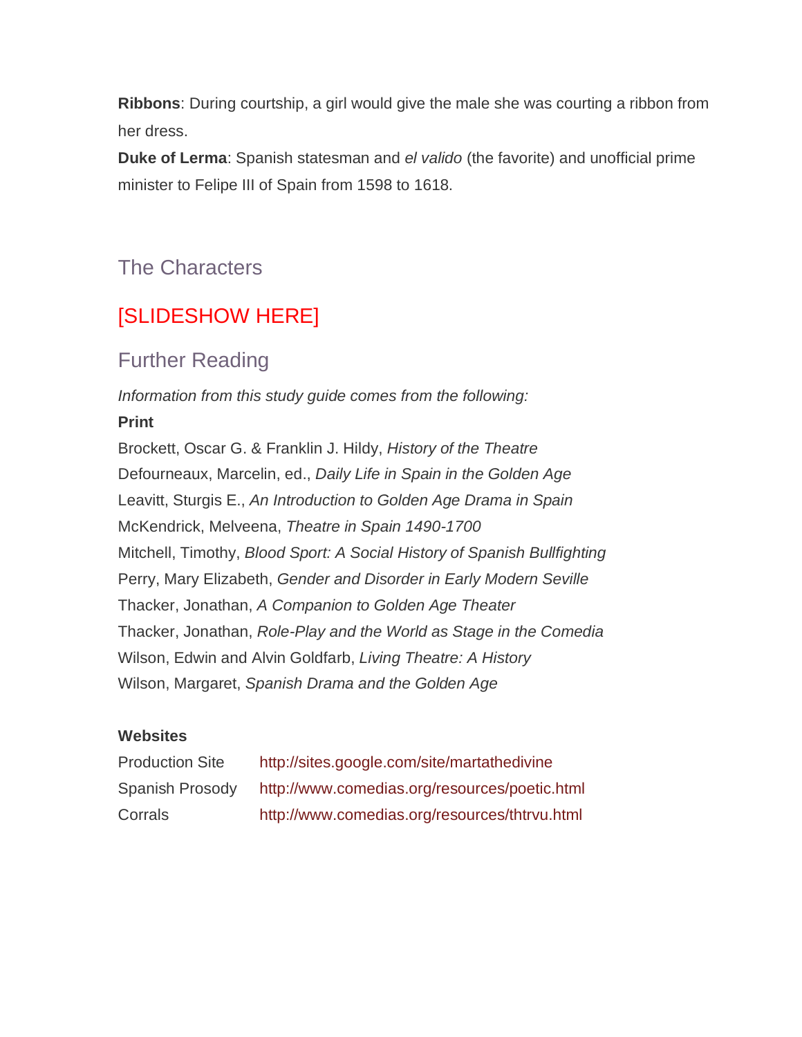**Ribbons**: During courtship, a girl would give the male she was courting a ribbon from her dress.

**Duke of Lerma**: Spanish statesman and *el valido* (the favorite) and unofficial prime minister to Felipe III of Spain from 1598 to 1618.

## The Characters

## [SLIDESHOW HERE]

## Further Reading

*Information from this study guide comes from the following:*

**Print**

Brockett, Oscar G. & Franklin J. Hildy, *History of the Theatre*
Defourneaux, Marcelin, ed., *Daily Life in Spain in the Golden Age*
Leavitt, Sturgis E., *An Introduction to Golden Age Drama in Spain*
McKendrick, Melveena, *Theatre in Spain 1490-1700*
Mitchell, Timothy, *Blood Sport: A Social History of Spanish Bullfighting*
Perry, Mary Elizabeth, *Gender and Disorder in Early Modern Seville*
Thacker, Jonathan, *A Companion to Golden Age Theater*
Thacker, Jonathan, *Role-Play and the World as Stage in the Comedia*
Wilson, Edwin and Alvin Goldfarb, *Living Theatre: A History*
Wilson, Margaret, *Spanish Drama and the Golden Age*

**Websites**

| | |
|---|---|
| Production Site | http://sites.google.com/site/martathedivine |
| Spanish Prosody | http://www.comedias.org/resources/poetic.html |
| Corrals | http://www.comedias.org/resources/thtrvu.html |